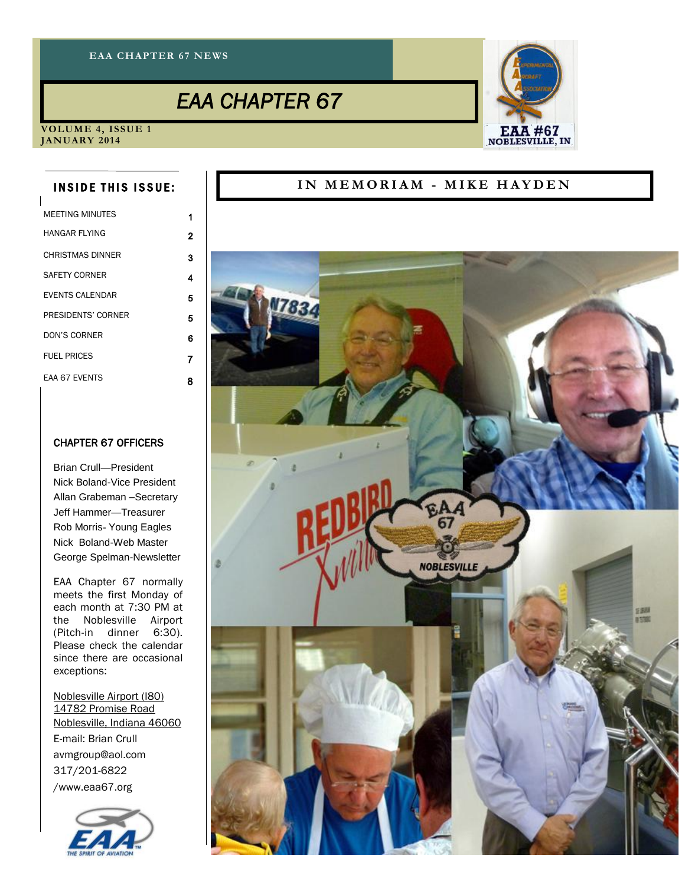EAA CHAPTER 67 NEWS

# EAA CHAPTER 67

VOLUME 4, ISSUE 1
JANUARY 2014

## INSIDE THIS ISSUE:

| | |
|---|---|
| MEETING MINUTES | 1 |
| HANGAR FLYING | 2 |
| CHRISTMAS DINNER | 3 |
| SAFETY CORNER | 4 |
| EVENTS CALENDAR | 5 |
| PRESIDENTS' CORNER | 5 |
| DON'S CORNER | 6 |
| FUEL PRICES | 7 |
| EAA 67 EVENTS | 8 |

### CHAPTER 67 OFFICERS

Brian Crull—President
Nick Boland-Vice President
Allan Grabeman –Secretary
Jeff Hammer—Treasurer
Rob Morris- Young Eagles
Nick Boland-Web Master
George Spelman-Newsletter

EAA Chapter 67 normally meets the first Monday of each month at 7:30 PM at the Noblesville Airport (Pitch-in dinner 6:30). Please check the calendar since there are occasional exceptions:

Noblesville Airport (I80)
14782 Promise Road
Noblesville, Indiana 46060
E-mail: Brian Crull
avmgroup@aol.com
317/201-6822
/www.eaa67.org

## IN MEMORIAM - MIKE HAYDEN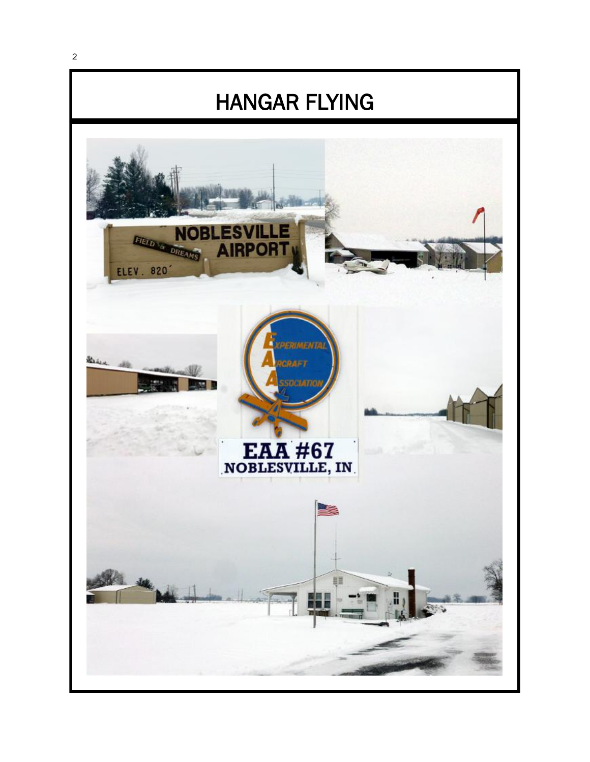# HANGAR FLYING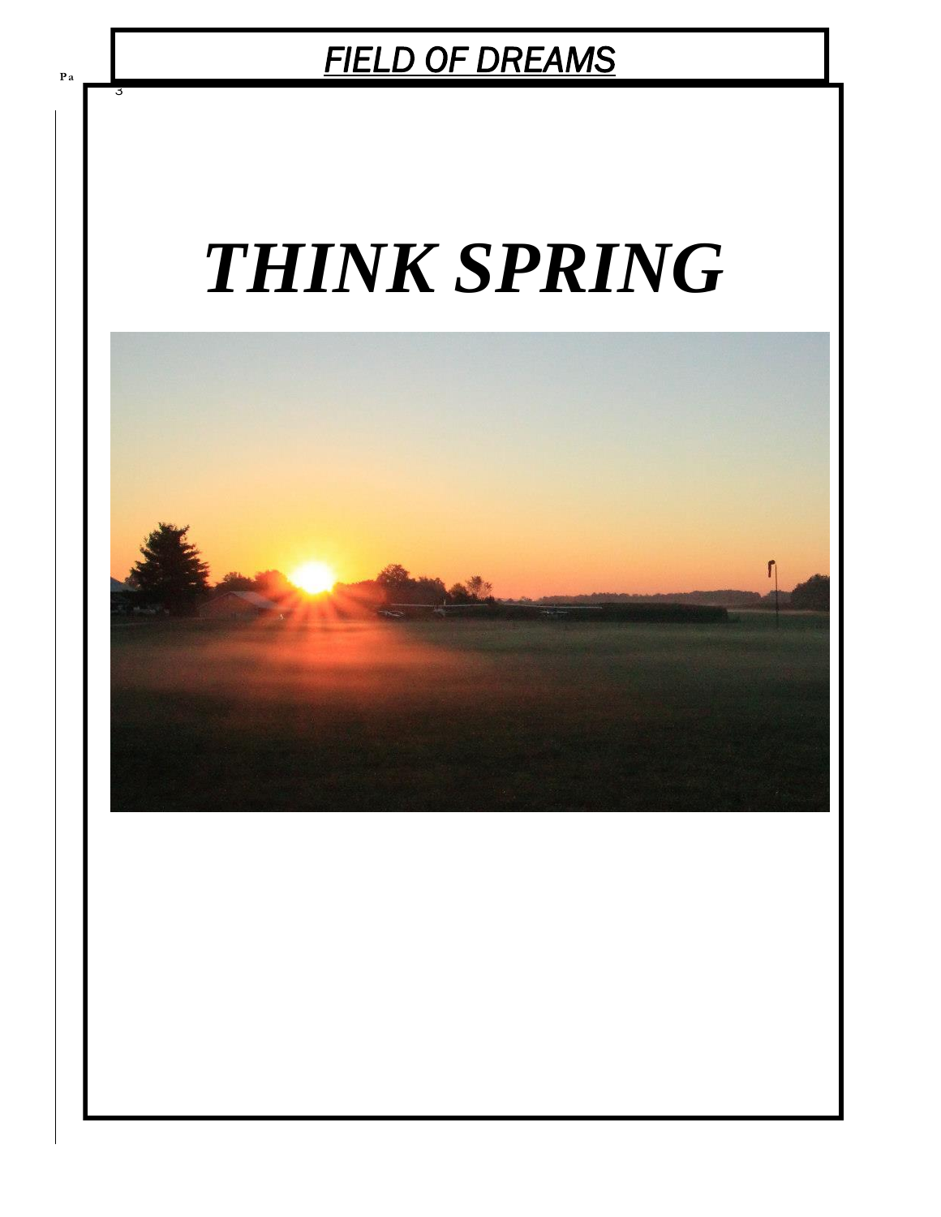# THINK SPRING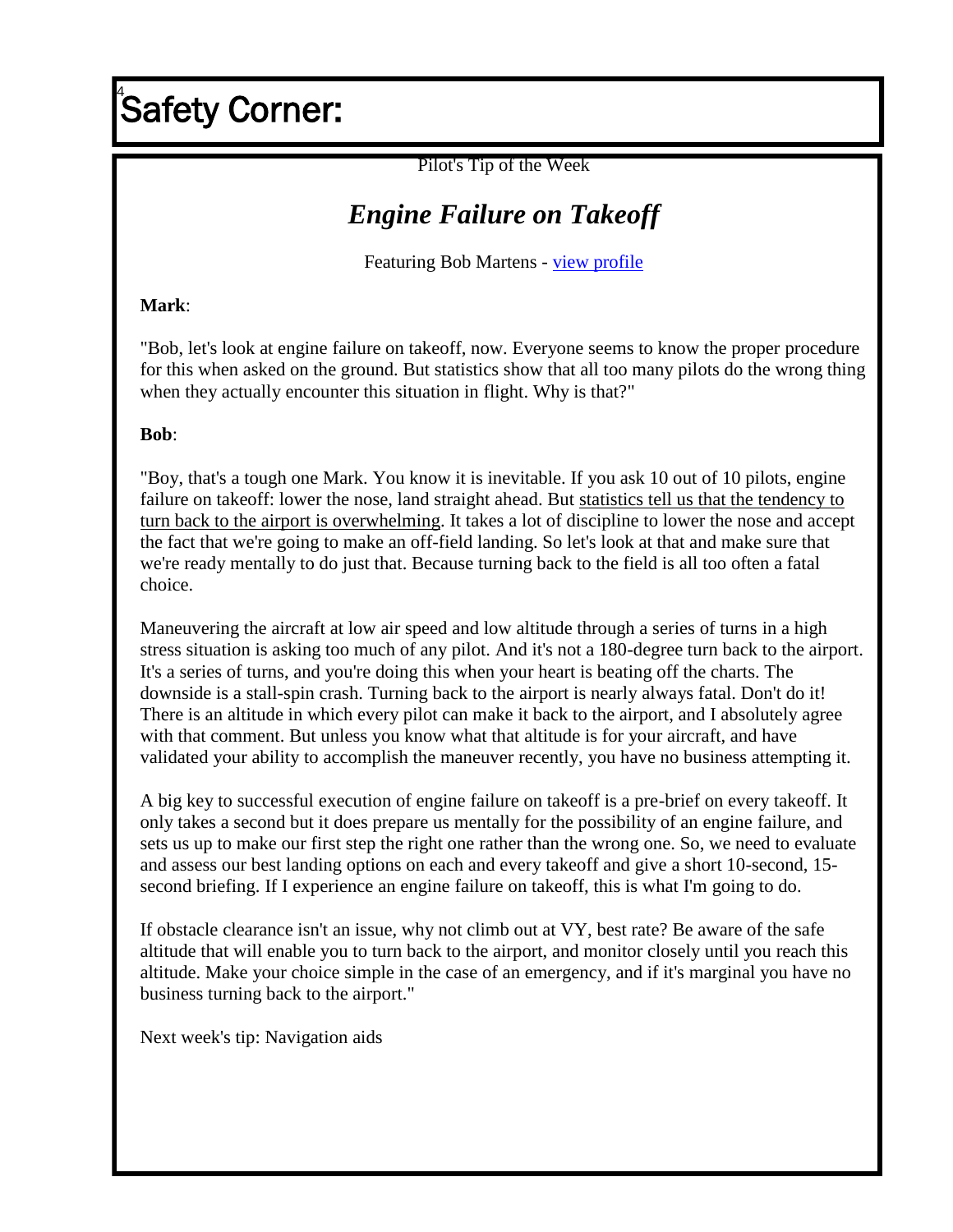# Safety Corner:

Pilot's Tip of the Week

## *Engine Failure on Takeoff*

Featuring Bob Martens - view profile

**Mark**:

"Bob, let's look at engine failure on takeoff, now. Everyone seems to know the proper procedure for this when asked on the ground. But statistics show that all too many pilots do the wrong thing when they actually encounter this situation in flight. Why is that?"

**Bob**:

"Boy, that's a tough one Mark. You know it is inevitable. If you ask 10 out of 10 pilots, engine failure on takeoff: lower the nose, land straight ahead. But statistics tell us that the tendency to turn back to the airport is overwhelming. It takes a lot of discipline to lower the nose and accept the fact that we're going to make an off-field landing. So let's look at that and make sure that we're ready mentally to do just that. Because turning back to the field is all too often a fatal choice.

Maneuvering the aircraft at low air speed and low altitude through a series of turns in a high stress situation is asking too much of any pilot. And it's not a 180-degree turn back to the airport. It's a series of turns, and you're doing this when your heart is beating off the charts. The downside is a stall-spin crash. Turning back to the airport is nearly always fatal. Don't do it! There is an altitude in which every pilot can make it back to the airport, and I absolutely agree with that comment. But unless you know what that altitude is for your aircraft, and have validated your ability to accomplish the maneuver recently, you have no business attempting it.

A big key to successful execution of engine failure on takeoff is a pre-brief on every takeoff. It only takes a second but it does prepare us mentally for the possibility of an engine failure, and sets us up to make our first step the right one rather than the wrong one. So, we need to evaluate and assess our best landing options on each and every takeoff and give a short 10-second, 15-second briefing. If I experience an engine failure on takeoff, this is what I'm going to do.

If obstacle clearance isn't an issue, why not climb out at VY, best rate? Be aware of the safe altitude that will enable you to turn back to the airport, and monitor closely until you reach this altitude. Make your choice simple in the case of an emergency, and if it's marginal you have no business turning back to the airport."

Next week's tip: Navigation aids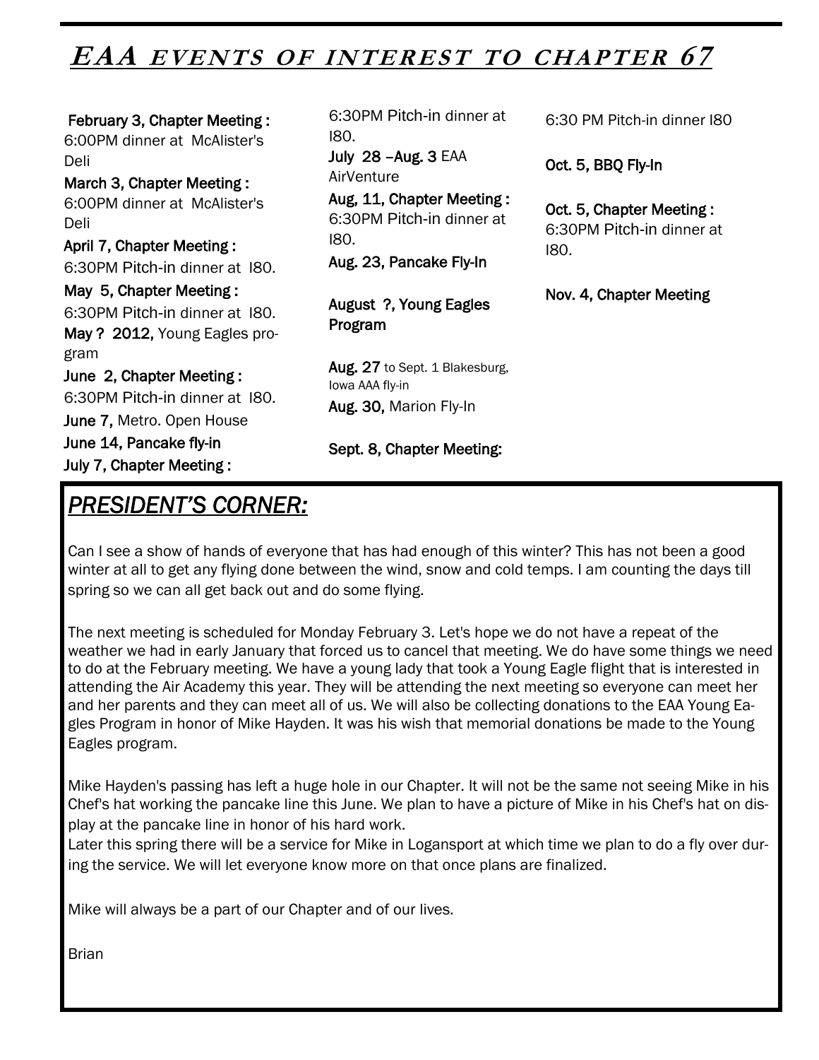## *EAA EVENTS OF INTEREST TO CHAPTER 67*

**February 3, Chapter Meeting :** 6:00PM dinner at McAlister's Deli

**March 3, Chapter Meeting :** 6:00PM dinner at McAlister's Deli

**April 7, Chapter Meeting :** 6:30PM Pitch-in dinner at I80.

**May 5, Chapter Meeting :** 6:30PM Pitch-in dinner at I80.

**May ? 2012,** Young Eagles program

**June 2, Chapter Meeting :** 6:30PM Pitch-in dinner at I80.

**June 7,** Metro. Open House

**June 14, Pancake fly-in**

**July 7, Chapter Meeting :** 6:30PM Pitch-in dinner at I80.

**July 28 –Aug. 3** EAA AirVenture

**Aug, 11, Chapter Meeting :** 6:30PM Pitch-in dinner at I80.

**Aug. 23, Pancake Fly-In**

**August ?, Young Eagles Program**

**Aug. 27** to Sept. 1 Blakesburg, Iowa AAA fly-in

**Aug. 30,** Marion Fly-In

**Sept. 8, Chapter Meeting:** 6:30 PM Pitch-in dinner I80

**Oct. 5, BBQ Fly-In**

**Oct. 5, Chapter Meeting :** 6:30PM Pitch-in dinner at I80.

**Nov. 4, Chapter Meeting**

## *PRESIDENT'S CORNER:*

Can I see a show of hands of everyone that has had enough of this winter? This has not been a good winter at all to get any flying done between the wind, snow and cold temps. I am counting the days till spring so we can all get back out and do some flying.

The next meeting is scheduled for Monday February 3. Let's hope we do not have a repeat of the weather we had in early January that forced us to cancel that meeting. We do have some things we need to do at the February meeting. We have a young lady that took a Young Eagle flight that is interested in attending the Air Academy this year. They will be attending the next meeting so everyone can meet her and her parents and they can meet all of us. We will also be collecting donations to the EAA Young Eagles Program in honor of Mike Hayden. It was his wish that memorial donations be made to the Young Eagles program.

Mike Hayden's passing has left a huge hole in our Chapter. It will not be the same not seeing Mike in his Chef's hat working the pancake line this June. We plan to have a picture of Mike in his Chef's hat on display at the pancake line in honor of his hard work.
Later this spring there will be a service for Mike in Logansport at which time we plan to do a fly over during the service. We will let everyone know more on that once plans are finalized.

Mike will always be a part of our Chapter and of our lives.

Brian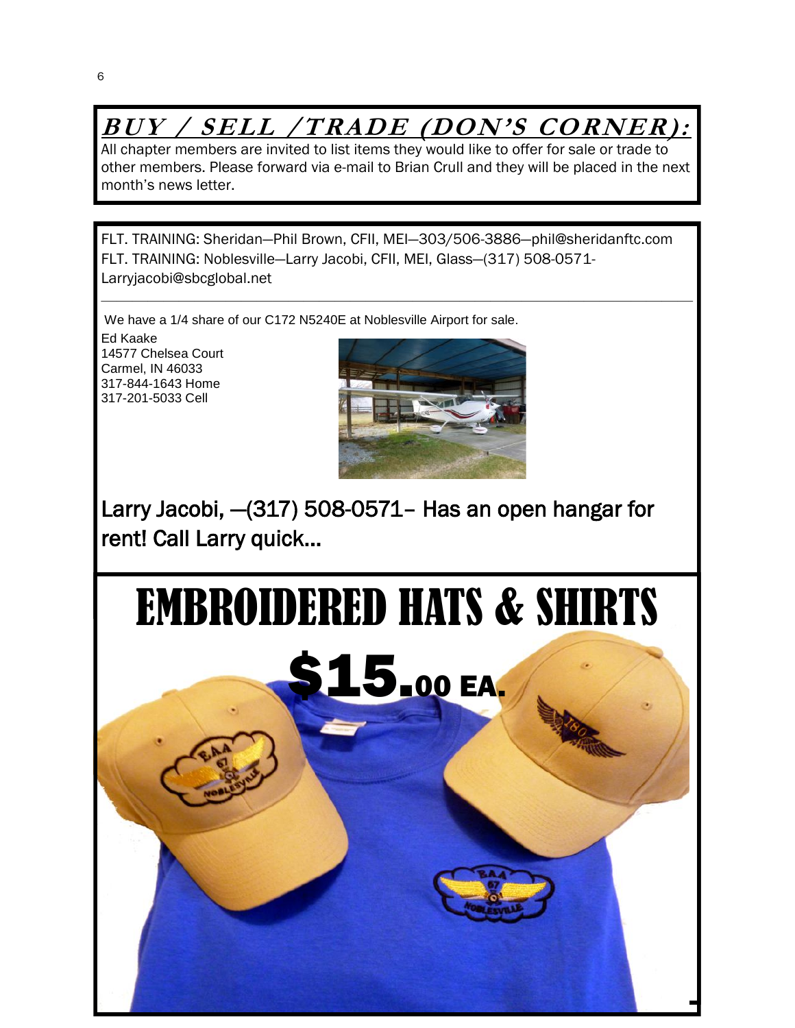## *BUY / SELL /TRADE (DON'S CORNER):*

All chapter members are invited to list items they would like to offer for sale or trade to other members. Please forward via e-mail to Brian Crull and they will be placed in the next month's news letter.

FLT. TRAINING: Sheridan—Phil Brown, CFII, MEI—303/506-3886—phil@sheridanftc.com
FLT. TRAINING: Noblesville—Larry Jacobi, CFII, MEI, Glass—(317) 508-0571-Larryjacobi@sbcglobal.net

---

We have a 1/4 share of our C172 N5240E at Noblesville Airport for sale.

Ed Kaake
14577 Chelsea Court
Carmel, IN 46033
317-844-1643 Home
317-201-5033 Cell

Larry Jacobi, —(317) 508-0571– Has an open hangar for rent! Call Larry quick…

# EMBROIDERED HATS & SHIRTS

**$15.00 EA.**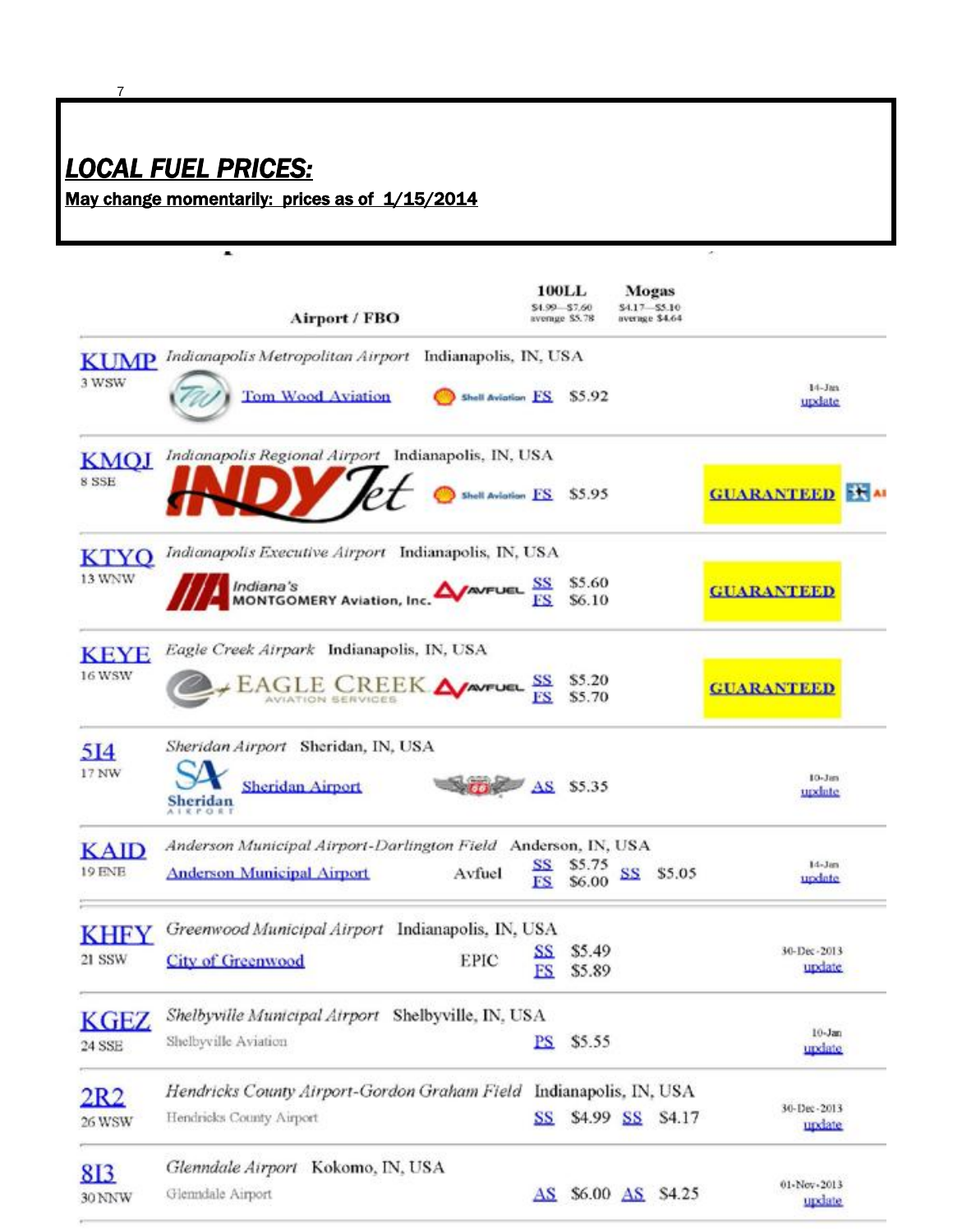## *LOCAL FUEL PRICES:*

**May change momentarily: prices as of 1/15/2014**

| | Airport / FBO | | 100LL $4.99—$7.60 average $5.78 | Mogas $4.17—$5.10 average $4.64 | | |
|---|---|---|---|---|---|---|
| KUMP 3 WSW | *Indianapolis Metropolitan Airport* Indianapolis, IN, USA — Tom Wood Aviation | Shell Aviation | FS $5.92 | | | 14-Jan update |
| KMQJ 8 SSE | *Indianapolis Regional Airport* Indianapolis, IN, USA — INDY Jet | Shell Aviation | FS $5.95 | | GUARANTEED | |
| KTYQ 13 WNW | *Indianapolis Executive Airport* Indianapolis, IN, USA — Indiana's MONTGOMERY Aviation, Inc. | AVFUEL | SS $5.60 FS $6.10 | | GUARANTEED | |
| KEYE 16 WSW | *Eagle Creek Airpark* Indianapolis, IN, USA — EAGLE CREEK AVIATION SERVICES | AVFUEL | SS $5.20 FS $5.70 | | GUARANTEED | |
| 5I4 17 NW | *Sheridan Airport* Sheridan, IN, USA — Sheridan Airport | 66 | AS $5.35 | | | 10-Jan update |
| KAID 19 ENE | *Anderson Municipal Airport-Darlington Field* Anderson, IN, USA — Anderson Municipal Airport | Avfuel | SS $5.75 FS $6.00 | SS $5.05 | | 14-Jan update |
| KHFY 21 SSW | *Greenwood Municipal Airport* Indianapolis, IN, USA — City of Greenwood | EPIC | SS $5.49 FS $5.89 | | | 30-Dec-2013 update |
| KGEZ 24 SSE | *Shelbyville Municipal Airport* Shelbyville, IN, USA — Shelbyville Aviation | | PS $5.55 | | | 10-Jan update |
| 2R2 26 WSW | *Hendricks County Airport-Gordon Graham Field* Indianapolis, IN, USA — Hendricks County Airport | | SS $4.99 | SS $4.17 | | 30-Dec-2013 update |
| 8I3 30 NNW | *Glenndale Airport* Kokomo, IN, USA — Glenndale Airport | | AS $6.00 | AS $4.25 | | 01-Nov-2013 update |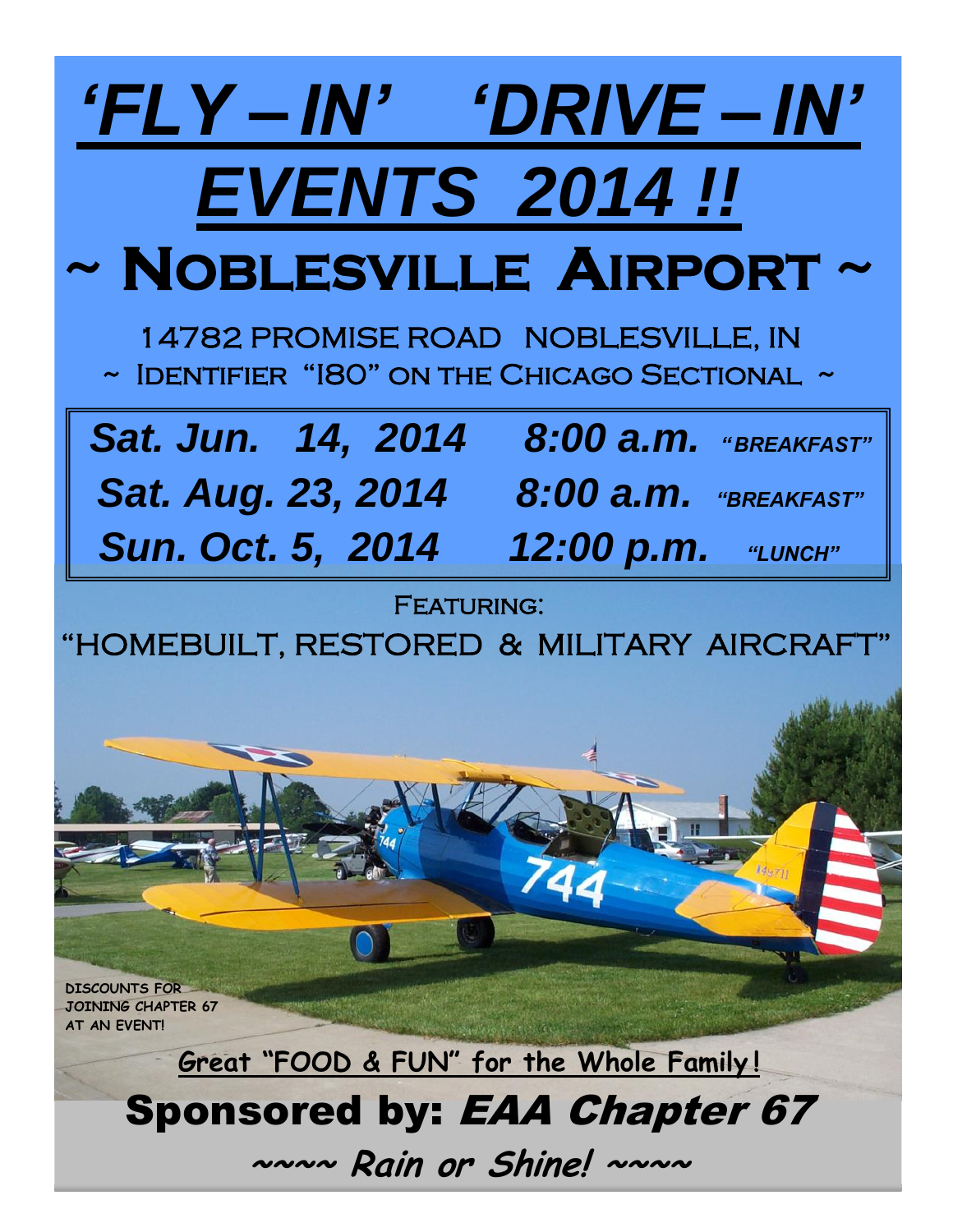# ‘FLY – IN’ ‘DRIVE – IN’ EVENTS 2014 !!

# ~ NOBLESVILLE AIRPORT ~

14782 PROMISE ROAD NOBLESVILLE, IN

~ IDENTIFIER “I80” ON THE CHICAGO SECTIONAL ~

| | | |
|---|---|---|
| ***Sat. Jun. 14, 2014*** | ***8:00 a.m.*** | ***“BREAKFAST”*** |
| ***Sat. Aug. 23, 2014*** | ***8:00 a.m.*** | ***“BREAKFAST”*** |
| ***Sun. Oct. 5, 2014*** | ***12:00 p.m.*** | ***“LUNCH”*** |

FEATURING:

“HOMEBUILT, RESTORED & MILITARY AIRCRAFT”

**DISCOUNTS FOR JOINING CHAPTER 67 AT AN EVENT!**

**Great “FOOD & FUN” for the Whole Family!**

## Sponsored by: *EAA Chapter 67*

***~~~~ Rain or Shine! ~~~~***